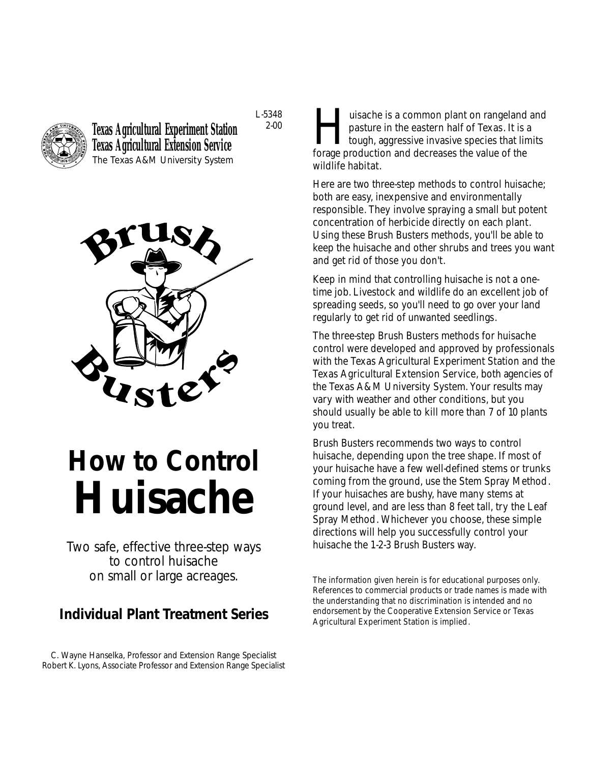L-5348
2-00

**Texas Agricultural Experiment Station**
**Texas Agricultural Extension Service**
The Texas A&M University System

Brush Busters

# How to Control Huisache

Two safe, effective three-step ways to control huisache on small or large acreages.

## Individual Plant Treatment Series

C. Wayne Hanselka, Professor and Extension Range Specialist
Robert K. Lyons, Associate Professor and Extension Range Specialist

Huisache is a common plant on rangeland and pasture in the eastern half of Texas. It is a tough, aggressive invasive species that limits forage production and decreases the value of the wildlife habitat.

Here are two three-step methods to control huisache; both are easy, inexpensive and environmentally responsible. They involve spraying a small but potent concentration of herbicide directly on each plant. Using these Brush Busters methods, you'll be able to keep the huisache and other shrubs and trees you want and get rid of those you don't.

Keep in mind that controlling huisache is not a one-time job. Livestock and wildlife do an excellent job of spreading seeds, so you'll need to go over your land regularly to get rid of unwanted seedlings.

The three-step Brush Busters methods for huisache control were developed and approved by professionals with the Texas Agricultural Experiment Station and the Texas Agricultural Extension Service, both agencies of the Texas A&M University System. Your results may vary with weather and other conditions, but you should usually be able to kill more than 7 of 10 plants you treat.

Brush Busters recommends two ways to control huisache, depending upon the tree shape. If most of your huisache have a few well-defined stems or trunks coming from the ground, use the Stem Spray Method. If your huisaches are bushy, have many stems at ground level, and are less than 8 feet tall, try the Leaf Spray Method. Whichever you choose, these simple directions will help you successfully control your huisache the 1-2-3 Brush Busters way.

*The information given herein is for educational purposes only. References to commercial products or trade names is made with the understanding that no discrimination is intended and no endorsement by the Cooperative Extension Service or Texas Agricultural Experiment Station is implied.*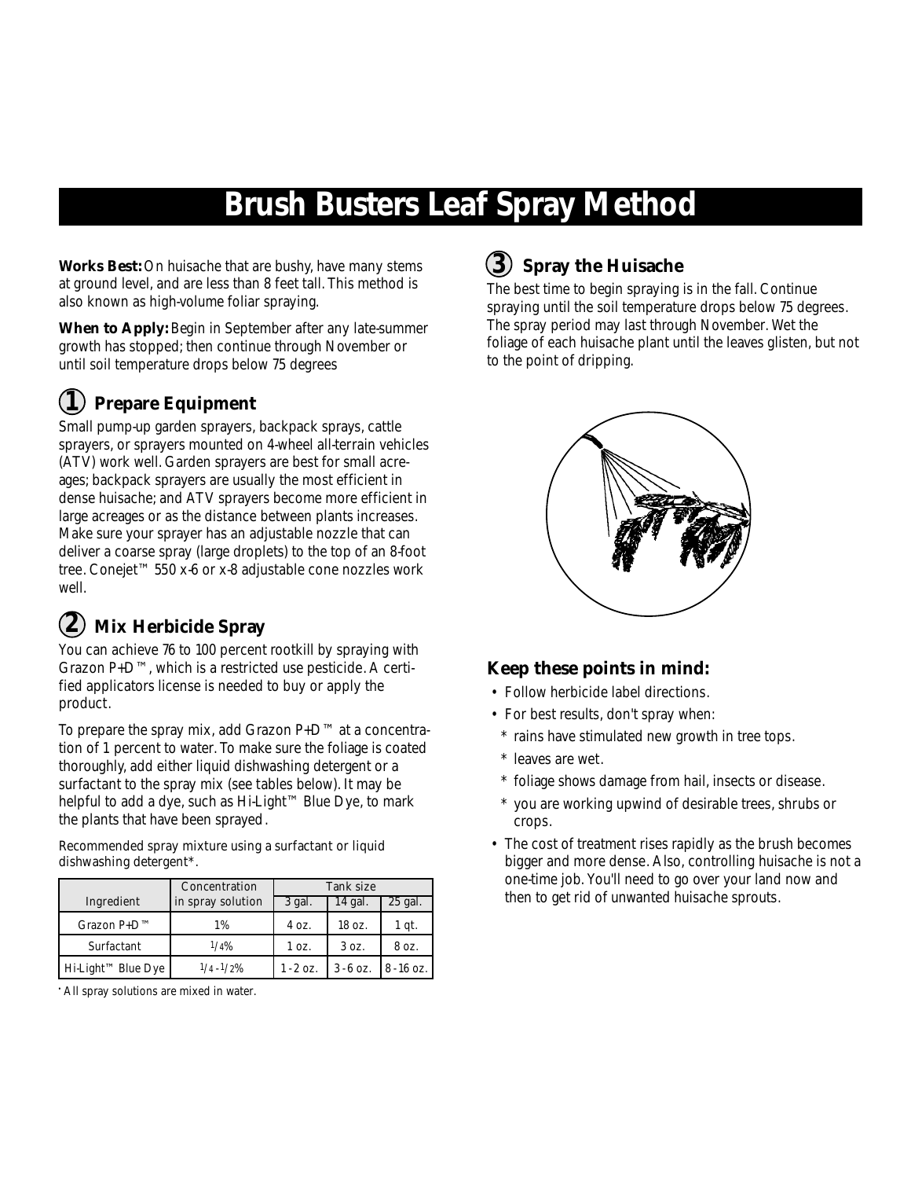# Brush Busters Leaf Spray Method

**Works Best:** On huisache that are bushy, have many stems at ground level, and are less than 8 feet tall. This method is also known as high-volume foliar spraying.

**When to Apply:** Begin in September after any late-summer growth has stopped; then continue through November or until soil temperature drops below 75 degrees

## 1 Prepare Equipment

Small pump-up garden sprayers, backpack sprays, cattle sprayers, or sprayers mounted on 4-wheel all-terrain vehicles (ATV) work well. Garden sprayers are best for small acreages; backpack sprayers are usually the most efficient in dense huisache; and ATV sprayers become more efficient in large acreages or as the distance between plants increases. Make sure your sprayer has an adjustable nozzle that can deliver a coarse spray (large droplets) to the top of an 8-foot tree. Conejet™ 550 x-6 or x-8 adjustable cone nozzles work well.

## 2 Mix Herbicide Spray

You can achieve 76 to 100 percent rootkill by spraying with Grazon P+D™, which is a restricted use pesticide. A certified applicators license is needed to buy or apply the product.

To prepare the spray mix, add Grazon P+D™ at a concentration of 1 percent to water. To make sure the foliage is coated thoroughly, add either liquid dishwashing detergent or a surfactant to the spray mix (see tables below). It may be helpful to add a dye, such as Hi-Light™ Blue Dye, to mark the plants that have been sprayed.

Recommended spray mixture using a surfactant or liquid dishwashing detergent*.

| Ingredient | Concentration in spray solution | Tank size | | |
|---|---|---|---|---|
| | | 3 gal. | 14 gal. | 25 gal. |
| Grazon P+D™ | 1% | 4 oz. | 18 oz. | 1 qt. |
| Surfactant | 1/4% | 1 oz. | 3 oz. | 8 oz. |
| Hi-Light™ Blue Dye | 1/4 - 1/2% | 1 - 2 oz. | 3 - 6 oz. | 8 - 16 oz. |

* All spray solutions are mixed in water.

## 3 Spray the Huisache

The best time to begin spraying is in the fall. Continue spraying until the soil temperature drops below 75 degrees. The spray period may last through November. Wet the foliage of each huisache plant until the leaves glisten, but not to the point of dripping.

### Keep these points in mind:

- Follow herbicide label directions.
- For best results, don't spray when:
  - * rains have stimulated new growth in tree tops.
  - * leaves are wet.
  - * foliage shows damage from hail, insects or disease.
  - * you are working upwind of desirable trees, shrubs or crops.
- The cost of treatment rises rapidly as the brush becomes bigger and more dense. Also, controlling huisache is not a one-time job. You'll need to go over your land now and then to get rid of unwanted huisache sprouts.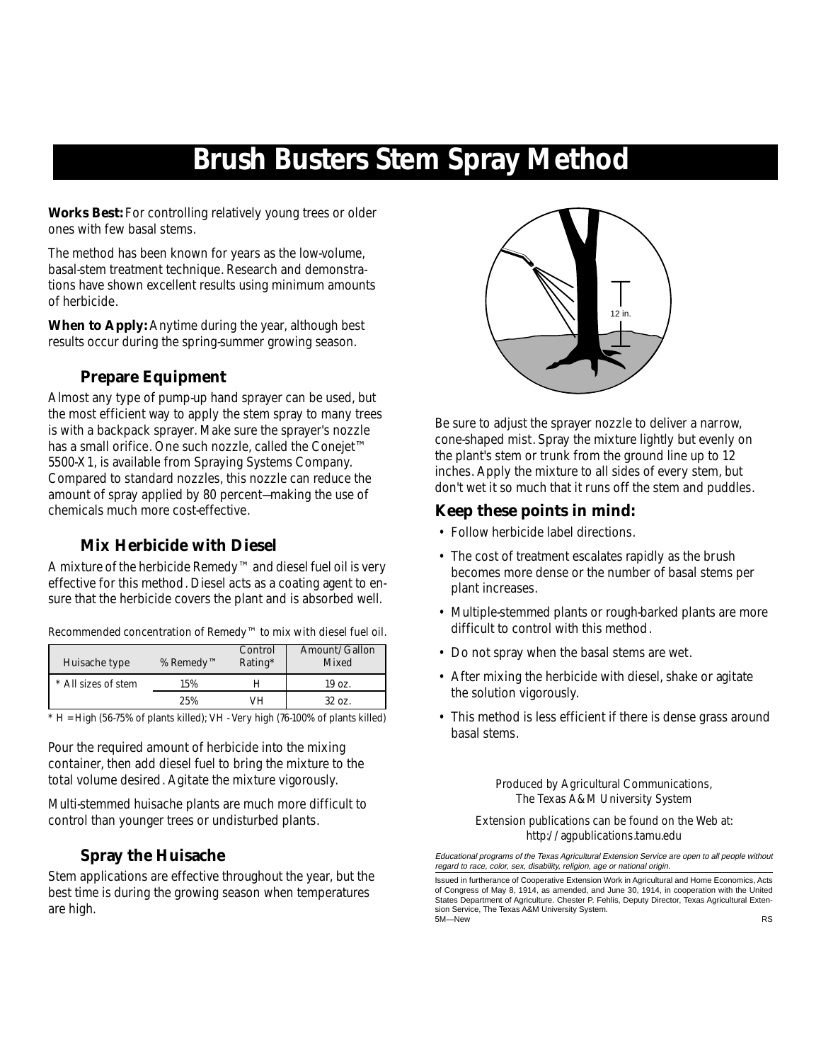# Brush Busters Stem Spray Method

**Works Best:** For controlling relatively young trees or older ones with few basal stems.

The method has been known for years as the low-volume, basal-stem treatment technique. Research and demonstrations have shown excellent results using minimum amounts of herbicide.

**When to Apply:** Anytime during the year, although best results occur during the spring-summer growing season.

## Prepare Equipment

Almost any type of pump-up hand sprayer can be used, but the most efficient way to apply the stem spray to many trees is with a backpack sprayer. Make sure the sprayer's nozzle has a small orifice. One such nozzle, called the Conejet™ 5500-X1, is available from Spraying Systems Company. Compared to standard nozzles, this nozzle can reduce the amount of spray applied by 80 percent—making the use of chemicals much more cost-effective.

## Mix Herbicide with Diesel

A mixture of the herbicide Remedy™ and diesel fuel oil is very effective for this method. Diesel acts as a coating agent to ensure that the herbicide covers the plant and is absorbed well.

Recommended concentration of Remedy™ to mix with diesel fuel oil.

| Huisache type | % Remedy™ | Control Rating* | Amount/Gallon Mixed |
|---|---|---|---|
| * All sizes of stem | 15% | H | 19 oz. |
| | 25% | VH | 32 oz. |

* H = High (56-75% of plants killed); VH - Very high (76-100% of plants killed)

Pour the required amount of herbicide into the mixing container, then add diesel fuel to bring the mixture to the total volume desired. Agitate the mixture vigorously.

Multi-stemmed huisache plants are much more difficult to control than younger trees or undisturbed plants.

## Spray the Huisache

Stem applications are effective throughout the year, but the best time is during the growing season when temperatures are high.

12 in.

Be sure to adjust the sprayer nozzle to deliver a narrow, cone-shaped mist. Spray the mixture lightly but evenly on the plant's stem or trunk from the ground line up to 12 inches. Apply the mixture to all sides of every stem, but don't wet it so much that it runs off the stem and puddles.

## Keep these points in mind:

- Follow herbicide label directions.
- The cost of treatment escalates rapidly as the brush becomes more dense or the number of basal stems per plant increases.
- Multiple-stemmed plants or rough-barked plants are more difficult to control with this method.
- Do not spray when the basal stems are wet.
- After mixing the herbicide with diesel, shake or agitate the solution vigorously.
- This method is less efficient if there is dense grass around basal stems.

Produced by Agricultural Communications, The Texas A&M University System

Extension publications can be found on the Web at: http://agpublications.tamu.edu

*Educational programs of the Texas Agricultural Extension Service are open to all people without regard to race, color, sex, disability, religion, age or national origin.*

Issued in furtherance of Cooperative Extension Work in Agricultural and Home Economics, Acts of Congress of May 8, 1914, as amended, and June 30, 1914, in cooperation with the United States Department of Agriculture. Chester P. Fehlis, Deputy Director, Texas Agricultural Extension Service, The Texas A&M University System.

5M—New RS